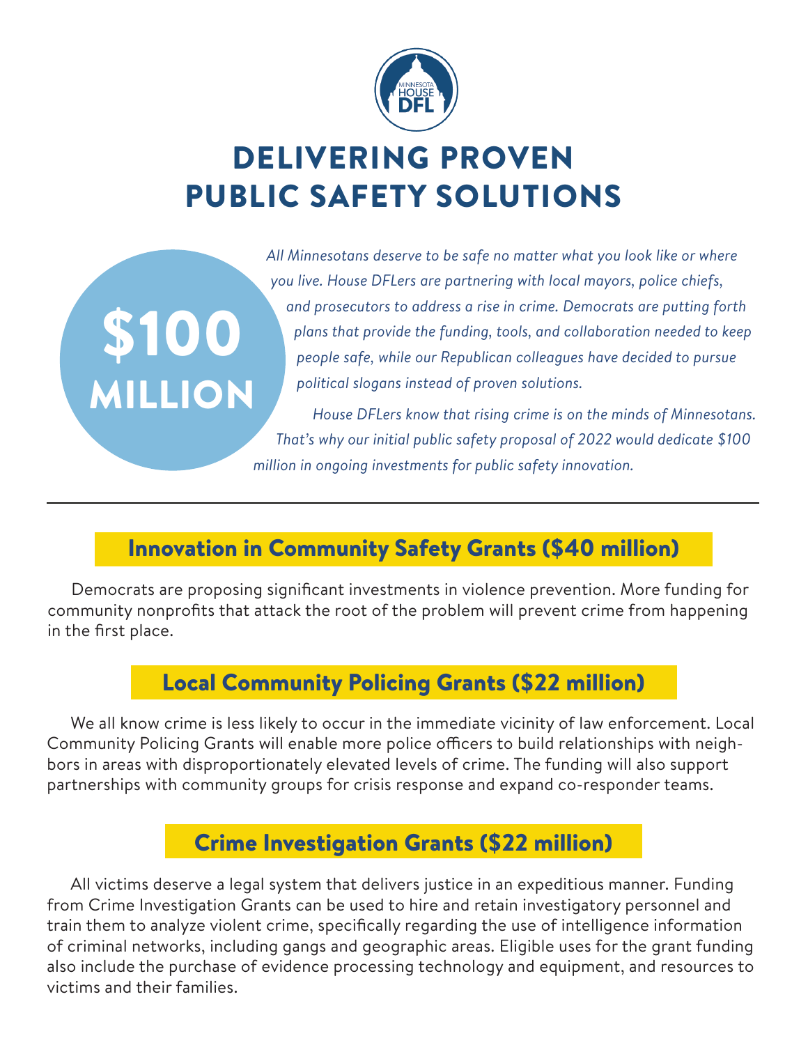MINNESOTA HOUSE DFL

# DELIVERING PROVEN PUBLIC SAFETY SOLUTIONS

**$100 MILLION**

*All Minnesotans deserve to be safe no matter what you look like or where you live. House DFLers are partnering with local mayors, police chiefs, and prosecutors to address a rise in crime. Democrats are putting forth plans that provide the funding, tools, and collaboration needed to keep people safe, while our Republican colleagues have decided to pursue political slogans instead of proven solutions.*

*House DFLers know that rising crime is on the minds of Minnesotans. That's why our initial public safety proposal of 2022 would dedicate $100 million in ongoing investments for public safety innovation.*

---

## Innovation in Community Safety Grants ($40 million)

Democrats are proposing significant investments in violence prevention. More funding for community nonprofits that attack the root of the problem will prevent crime from happening in the first place.

## Local Community Policing Grants ($22 million)

We all know crime is less likely to occur in the immediate vicinity of law enforcement. Local Community Policing Grants will enable more police officers to build relationships with neighbors in areas with disproportionately elevated levels of crime. The funding will also support partnerships with community groups for crisis response and expand co-responder teams.

## Crime Investigation Grants ($22 million)

All victims deserve a legal system that delivers justice in an expeditious manner. Funding from Crime Investigation Grants can be used to hire and retain investigatory personnel and train them to analyze violent crime, specifically regarding the use of intelligence information of criminal networks, including gangs and geographic areas. Eligible uses for the grant funding also include the purchase of evidence processing technology and equipment, and resources to victims and their families.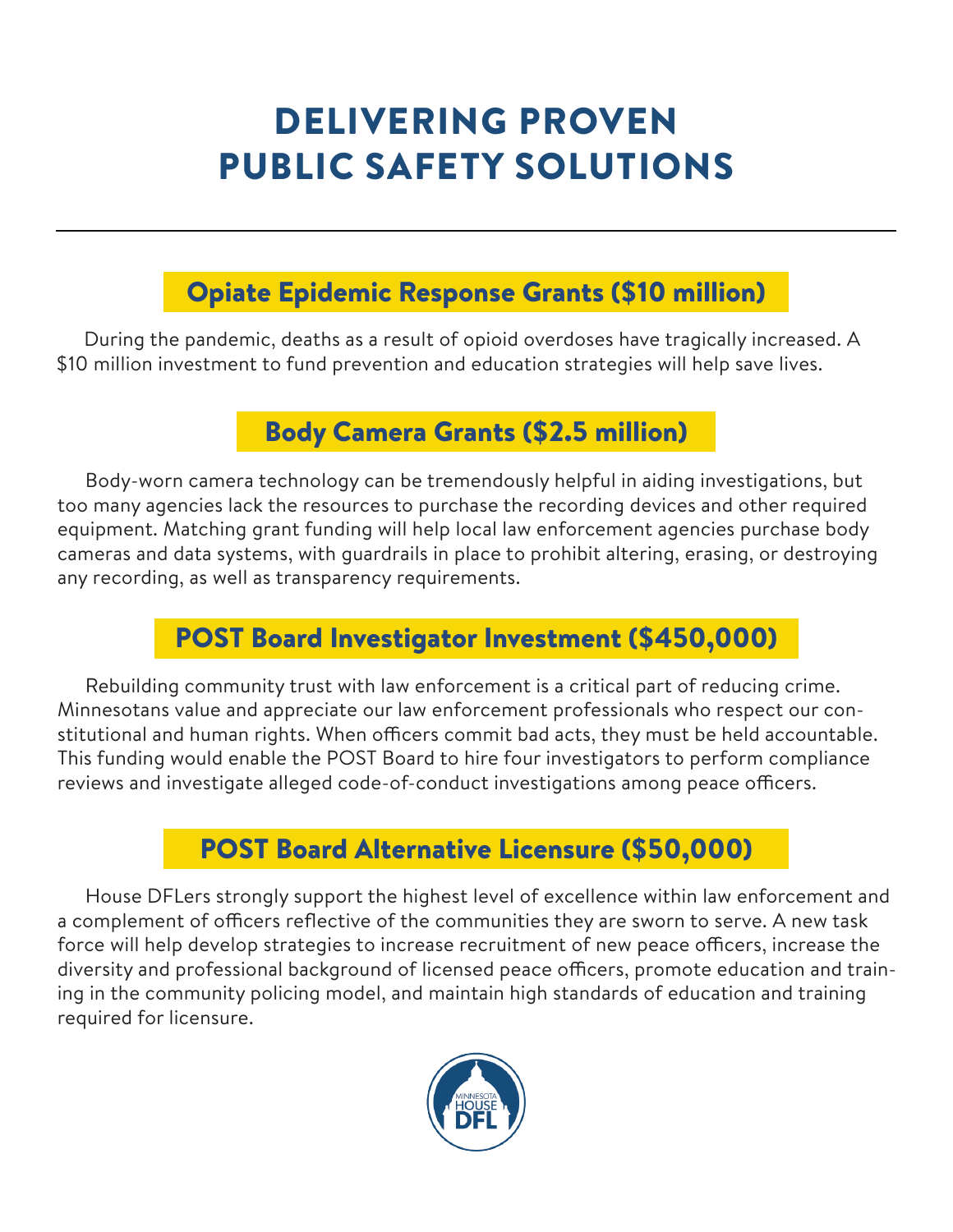# DELIVERING PROVEN PUBLIC SAFETY SOLUTIONS

## Opiate Epidemic Response Grants ($10 million)

During the pandemic, deaths as a result of opioid overdoses have tragically increased. A $10 million investment to fund prevention and education strategies will help save lives.

## Body Camera Grants ($2.5 million)

Body-worn camera technology can be tremendously helpful in aiding investigations, but too many agencies lack the resources to purchase the recording devices and other required equipment. Matching grant funding will help local law enforcement agencies purchase body cameras and data systems, with guardrails in place to prohibit altering, erasing, or destroying any recording, as well as transparency requirements.

## POST Board Investigator Investment ($450,000)

Rebuilding community trust with law enforcement is a critical part of reducing crime. Minnesotans value and appreciate our law enforcement professionals who respect our constitutional and human rights. When officers commit bad acts, they must be held accountable. This funding would enable the POST Board to hire four investigators to perform compliance reviews and investigate alleged code-of-conduct investigations among peace officers.

## POST Board Alternative Licensure ($50,000)

House DFLers strongly support the highest level of excellence within law enforcement and a complement of officers reflective of the communities they are sworn to serve. A new task force will help develop strategies to increase recruitment of new peace officers, increase the diversity and professional background of licensed peace officers, promote education and training in the community policing model, and maintain high standards of education and training required for licensure.

MINNESOTA HOUSE DFL